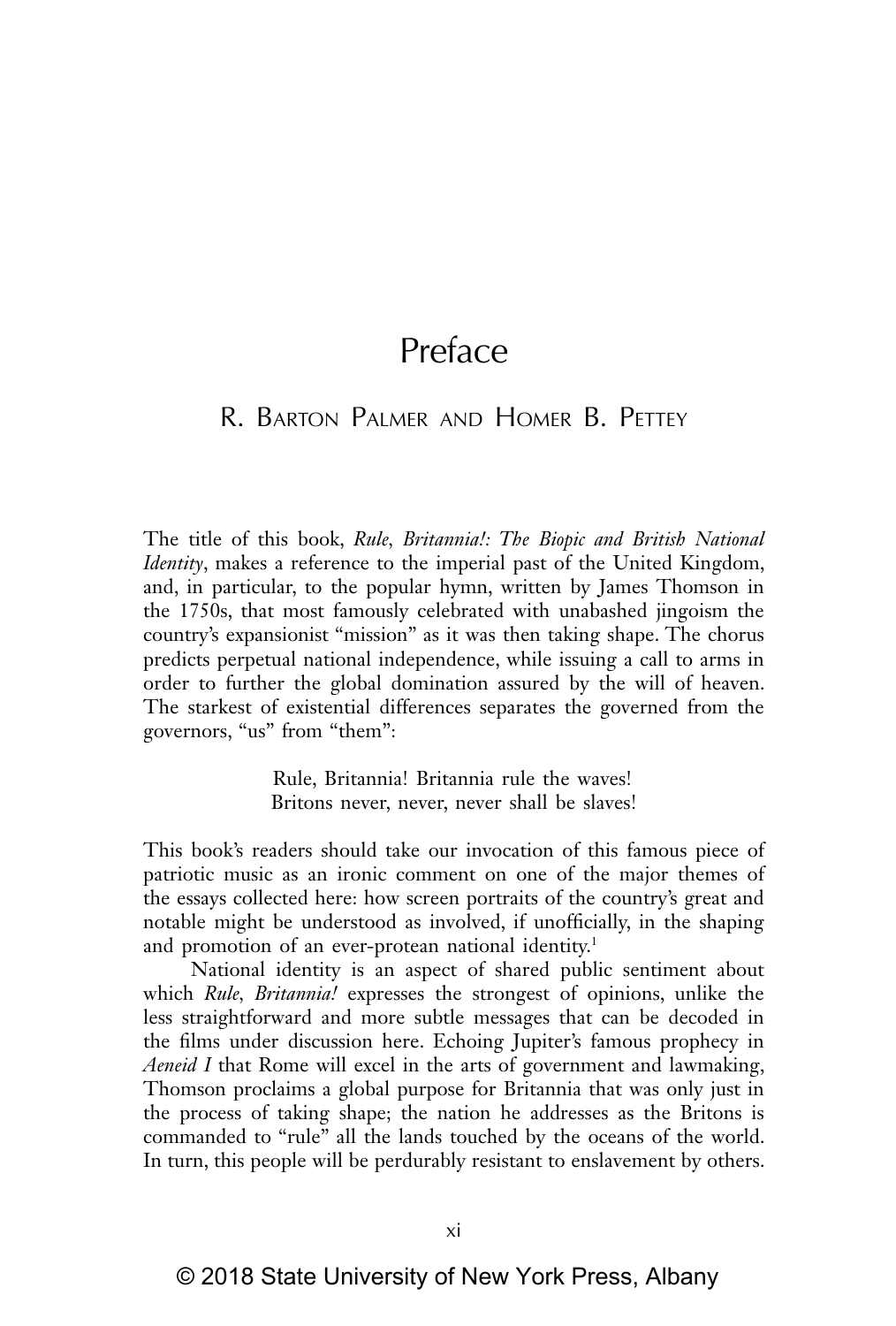# Preface

## R. Barton Palmer and Homer B. Pettey

The title of this book, *Rule, Britannia!: The Biopic and British National Identity*, makes a reference to the imperial past of the United Kingdom, and, in particular, to the popular hymn, written by James Thomson in the 1750s, that most famously celebrated with unabashed jingoism the country's expansionist "mission" as it was then taking shape. The chorus predicts perpetual national independence, while issuing a call to arms in order to further the global domination assured by the will of heaven. The starkest of existential differences separates the governed from the governors, "us" from "them":

> Rule, Britannia! Britannia rule the waves!
> Britons never, never, never shall be slaves!

This book's readers should take our invocation of this famous piece of patriotic music as an ironic comment on one of the major themes of the essays collected here: how screen portraits of the country's great and notable might be understood as involved, if unofficially, in the shaping and promotion of an ever-protean national identity.[1]

National identity is an aspect of shared public sentiment about which *Rule, Britannia!* expresses the strongest of opinions, unlike the less straightforward and more subtle messages that can be decoded in the films under discussion here. Echoing Jupiter's famous prophecy in *Aeneid I* that Rome will excel in the arts of government and lawmaking, Thomson proclaims a global purpose for Britannia that was only just in the process of taking shape; the nation he addresses as the Britons is commanded to "rule" all the lands touched by the oceans of the world. In turn, this people will be perdurably resistant to enslavement by others.

© 2018 State University of New York Press, Albany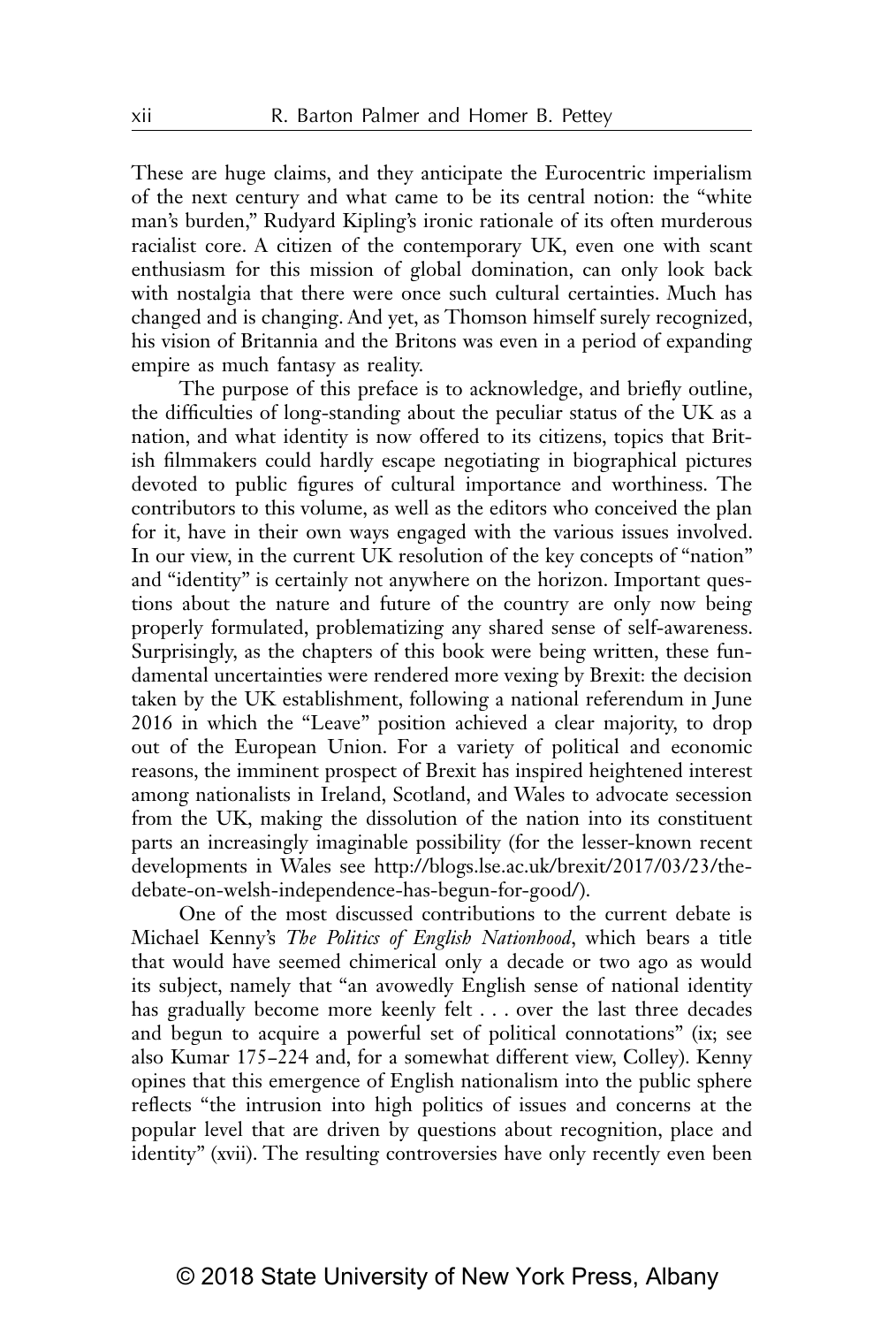These are huge claims, and they anticipate the Eurocentric imperialism of the next century and what came to be its central notion: the "white man's burden," Rudyard Kipling's ironic rationale of its often murderous racialist core. A citizen of the contemporary UK, even one with scant enthusiasm for this mission of global domination, can only look back with nostalgia that there were once such cultural certainties. Much has changed and is changing. And yet, as Thomson himself surely recognized, his vision of Britannia and the Britons was even in a period of expanding empire as much fantasy as reality.

The purpose of this preface is to acknowledge, and briefly outline, the difficulties of long-standing about the peculiar status of the UK as a nation, and what identity is now offered to its citizens, topics that British filmmakers could hardly escape negotiating in biographical pictures devoted to public figures of cultural importance and worthiness. The contributors to this volume, as well as the editors who conceived the plan for it, have in their own ways engaged with the various issues involved. In our view, in the current UK resolution of the key concepts of "nation" and "identity" is certainly not anywhere on the horizon. Important questions about the nature and future of the country are only now being properly formulated, problematizing any shared sense of self-awareness. Surprisingly, as the chapters of this book were being written, these fundamental uncertainties were rendered more vexing by Brexit: the decision taken by the UK establishment, following a national referendum in June 2016 in which the "Leave" position achieved a clear majority, to drop out of the European Union. For a variety of political and economic reasons, the imminent prospect of Brexit has inspired heightened interest among nationalists in Ireland, Scotland, and Wales to advocate secession from the UK, making the dissolution of the nation into its constituent parts an increasingly imaginable possibility (for the lesser-known recent developments in Wales see http://blogs.lse.ac.uk/brexit/2017/03/23/the-debate-on-welsh-independence-has-begun-for-good/).

One of the most discussed contributions to the current debate is Michael Kenny's *The Politics of English Nationhood*, which bears a title that would have seemed chimerical only a decade or two ago as would its subject, namely that "an avowedly English sense of national identity has gradually become more keenly felt . . . over the last three decades and begun to acquire a powerful set of political connotations" (ix; see also Kumar 175–224 and, for a somewhat different view, Colley). Kenny opines that this emergence of English nationalism into the public sphere reflects "the intrusion into high politics of issues and concerns at the popular level that are driven by questions about recognition, place and identity" (xvii). The resulting controversies have only recently even been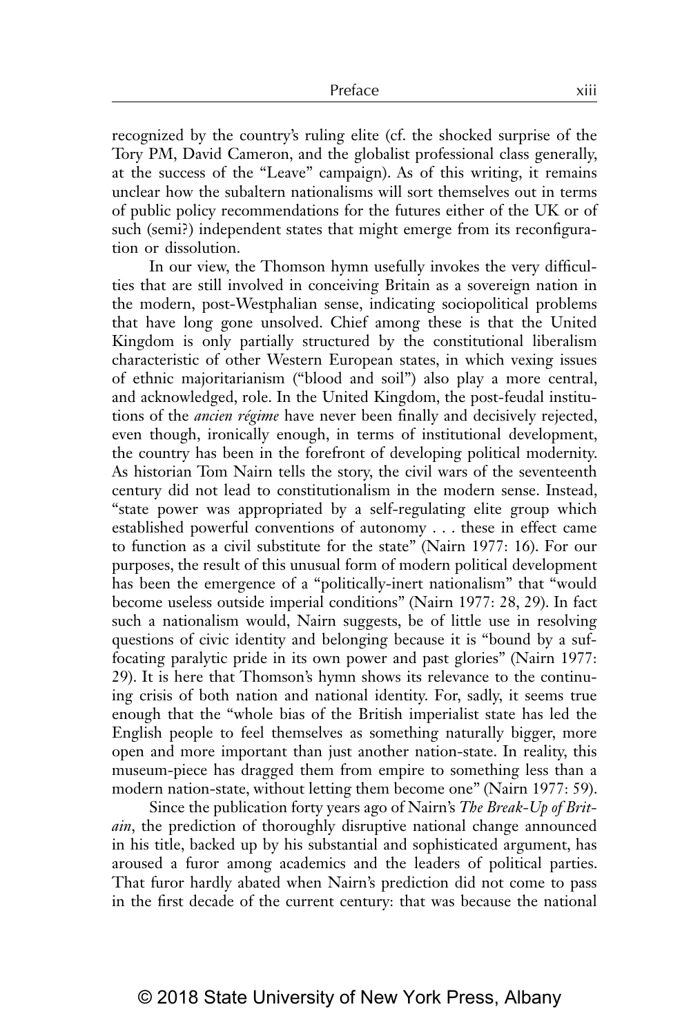recognized by the country's ruling elite (cf. the shocked surprise of the Tory PM, David Cameron, and the globalist professional class generally, at the success of the "Leave" campaign). As of this writing, it remains unclear how the subaltern nationalisms will sort themselves out in terms of public policy recommendations for the futures either of the UK or of such (semi?) independent states that might emerge from its reconfiguration or dissolution.

In our view, the Thomson hymn usefully invokes the very difficulties that are still involved in conceiving Britain as a sovereign nation in the modern, post-Westphalian sense, indicating sociopolitical problems that have long gone unsolved. Chief among these is that the United Kingdom is only partially structured by the constitutional liberalism characteristic of other Western European states, in which vexing issues of ethnic majoritarianism ("blood and soil") also play a more central, and acknowledged, role. In the United Kingdom, the post-feudal institutions of the *ancien régime* have never been finally and decisively rejected, even though, ironically enough, in terms of institutional development, the country has been in the forefront of developing political modernity. As historian Tom Nairn tells the story, the civil wars of the seventeenth century did not lead to constitutionalism in the modern sense. Instead, "state power was appropriated by a self-regulating elite group which established powerful conventions of autonomy . . . these in effect came to function as a civil substitute for the state" (Nairn 1977: 16). For our purposes, the result of this unusual form of modern political development has been the emergence of a "politically-inert nationalism" that "would become useless outside imperial conditions" (Nairn 1977: 28, 29). In fact such a nationalism would, Nairn suggests, be of little use in resolving questions of civic identity and belonging because it is "bound by a suffocating paralytic pride in its own power and past glories" (Nairn 1977: 29). It is here that Thomson's hymn shows its relevance to the continuing crisis of both nation and national identity. For, sadly, it seems true enough that the "whole bias of the British imperialist state has led the English people to feel themselves as something naturally bigger, more open and more important than just another nation-state. In reality, this museum-piece has dragged them from empire to something less than a modern nation-state, without letting them become one" (Nairn 1977: 59).

Since the publication forty years ago of Nairn's *The Break-Up of Britain*, the prediction of thoroughly disruptive national change announced in his title, backed up by his substantial and sophisticated argument, has aroused a furor among academics and the leaders of political parties. That furor hardly abated when Nairn's prediction did not come to pass in the first decade of the current century: that was because the national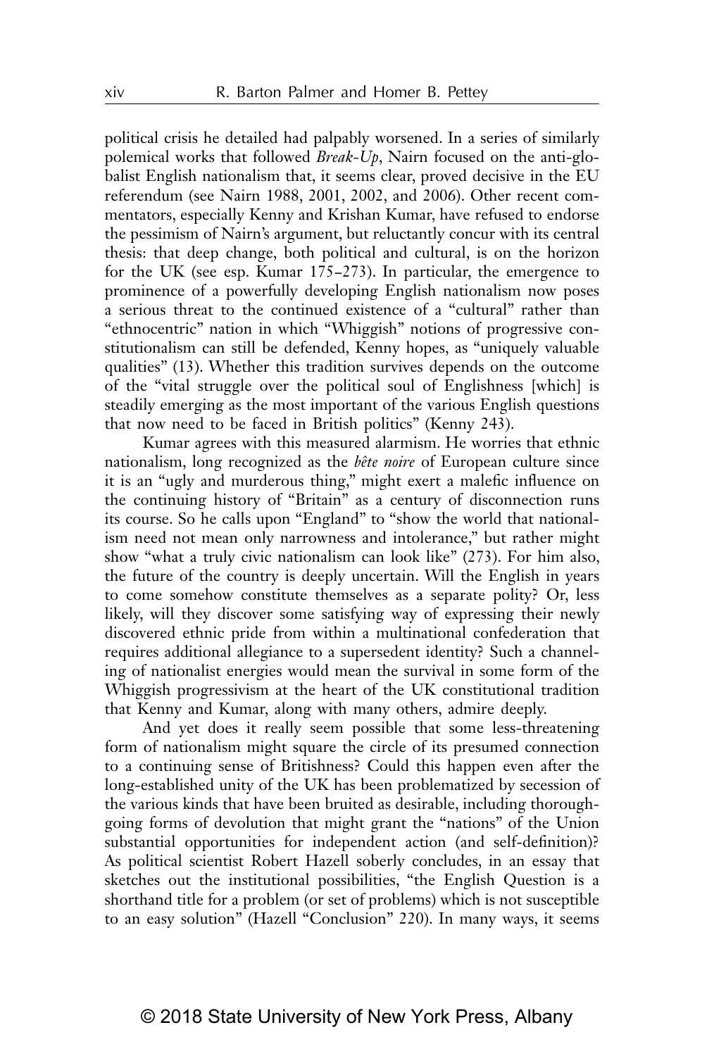political crisis he detailed had palpably worsened. In a series of similarly polemical works that followed *Break-Up*, Nairn focused on the anti-globalist English nationalism that, it seems clear, proved decisive in the EU referendum (see Nairn 1988, 2001, 2002, and 2006). Other recent commentators, especially Kenny and Krishan Kumar, have refused to endorse the pessimism of Nairn's argument, but reluctantly concur with its central thesis: that deep change, both political and cultural, is on the horizon for the UK (see esp. Kumar 175–273). In particular, the emergence to prominence of a powerfully developing English nationalism now poses a serious threat to the continued existence of a "cultural" rather than "ethnocentric" nation in which "Whiggish" notions of progressive constitutionalism can still be defended, Kenny hopes, as "uniquely valuable qualities" (13). Whether this tradition survives depends on the outcome of the "vital struggle over the political soul of Englishness [which] is steadily emerging as the most important of the various English questions that now need to be faced in British politics" (Kenny 243).

Kumar agrees with this measured alarmism. He worries that ethnic nationalism, long recognized as the *bête noire* of European culture since it is an "ugly and murderous thing," might exert a malefic influence on the continuing history of "Britain" as a century of disconnection runs its course. So he calls upon "England" to "show the world that nationalism need not mean only narrowness and intolerance," but rather might show "what a truly civic nationalism can look like" (273). For him also, the future of the country is deeply uncertain. Will the English in years to come somehow constitute themselves as a separate polity? Or, less likely, will they discover some satisfying way of expressing their newly discovered ethnic pride from within a multinational confederation that requires additional allegiance to a supersedent identity? Such a channeling of nationalist energies would mean the survival in some form of the Whiggish progressivism at the heart of the UK constitutional tradition that Kenny and Kumar, along with many others, admire deeply.

And yet does it really seem possible that some less-threatening form of nationalism might square the circle of its presumed connection to a continuing sense of Britishness? Could this happen even after the long-established unity of the UK has been problematized by secession of the various kinds that have been bruited as desirable, including thoroughgoing forms of devolution that might grant the "nations" of the Union substantial opportunities for independent action (and self-definition)? As political scientist Robert Hazell soberly concludes, in an essay that sketches out the institutional possibilities, "the English Question is a shorthand title for a problem (or set of problems) which is not susceptible to an easy solution" (Hazell "Conclusion" 220). In many ways, it seems

© 2018 State University of New York Press, Albany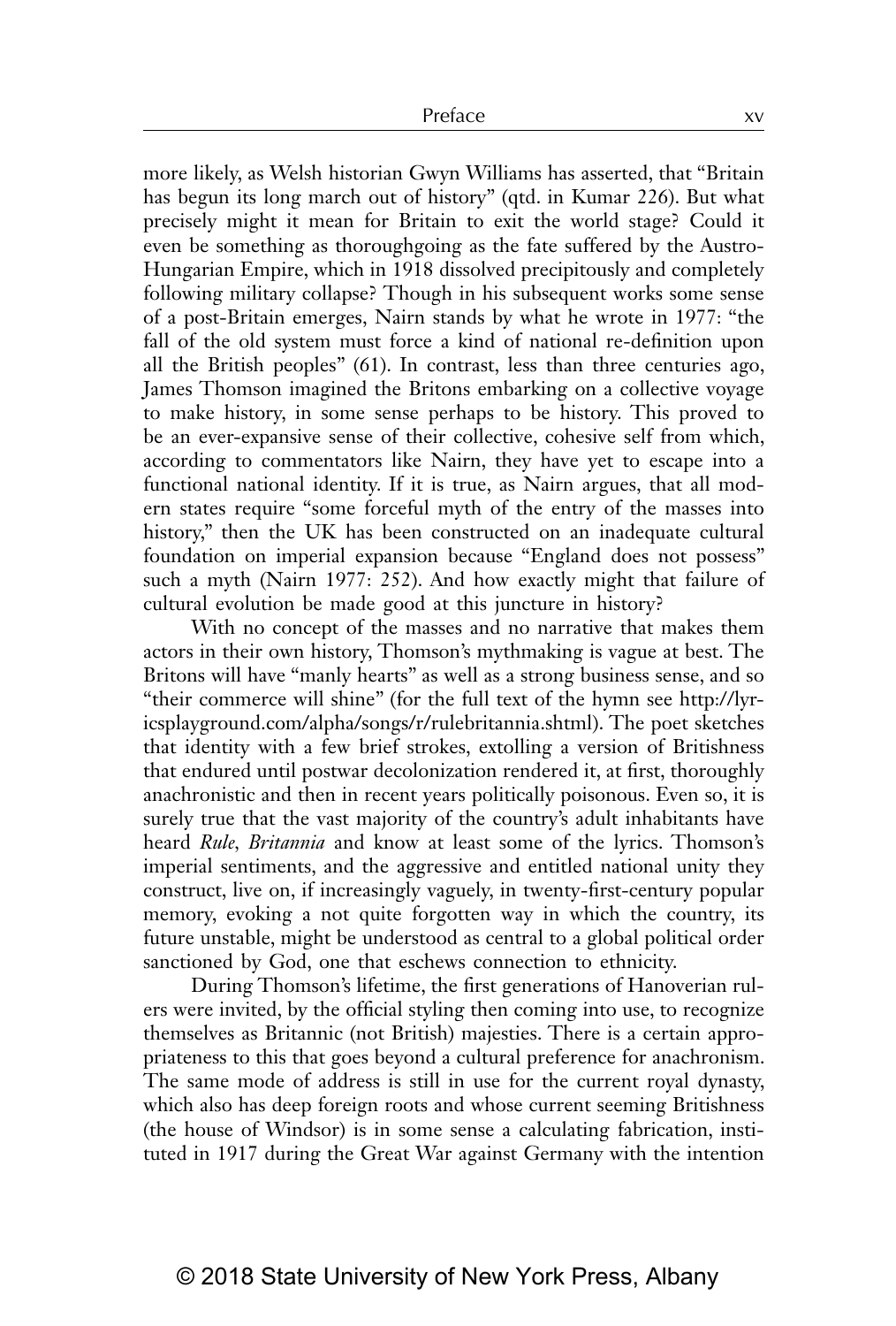more likely, as Welsh historian Gwyn Williams has asserted, that "Britain has begun its long march out of history" (qtd. in Kumar 226). But what precisely might it mean for Britain to exit the world stage? Could it even be something as thoroughgoing as the fate suffered by the Austro-Hungarian Empire, which in 1918 dissolved precipitously and completely following military collapse? Though in his subsequent works some sense of a post-Britain emerges, Nairn stands by what he wrote in 1977: "the fall of the old system must force a kind of national re-definition upon all the British peoples" (61). In contrast, less than three centuries ago, James Thomson imagined the Britons embarking on a collective voyage to make history, in some sense perhaps to be history. This proved to be an ever-expansive sense of their collective, cohesive self from which, according to commentators like Nairn, they have yet to escape into a functional national identity. If it is true, as Nairn argues, that all modern states require "some forceful myth of the entry of the masses into history," then the UK has been constructed on an inadequate cultural foundation on imperial expansion because "England does not possess" such a myth (Nairn 1977: 252). And how exactly might that failure of cultural evolution be made good at this juncture in history?

With no concept of the masses and no narrative that makes them actors in their own history, Thomson's mythmaking is vague at best. The Britons will have "manly hearts" as well as a strong business sense, and so "their commerce will shine" (for the full text of the hymn see http://lyricsplayground.com/alpha/songs/r/rulebritannia.shtml). The poet sketches that identity with a few brief strokes, extolling a version of Britishness that endured until postwar decolonization rendered it, at first, thoroughly anachronistic and then in recent years politically poisonous. Even so, it is surely true that the vast majority of the country's adult inhabitants have heard *Rule, Britannia* and know at least some of the lyrics. Thomson's imperial sentiments, and the aggressive and entitled national unity they construct, live on, if increasingly vaguely, in twenty-first-century popular memory, evoking a not quite forgotten way in which the country, its future unstable, might be understood as central to a global political order sanctioned by God, one that eschews connection to ethnicity.

During Thomson's lifetime, the first generations of Hanoverian rulers were invited, by the official styling then coming into use, to recognize themselves as Britannic (not British) majesties. There is a certain appropriateness to this that goes beyond a cultural preference for anachronism. The same mode of address is still in use for the current royal dynasty, which also has deep foreign roots and whose current seeming Britishness (the house of Windsor) is in some sense a calculating fabrication, instituted in 1917 during the Great War against Germany with the intention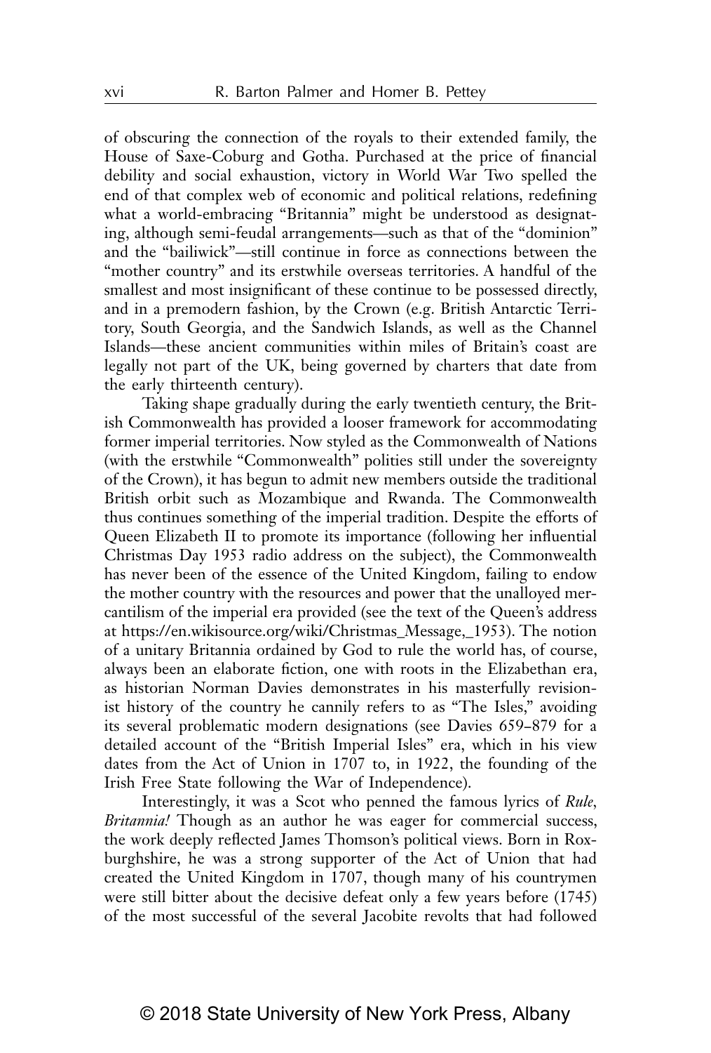of obscuring the connection of the royals to their extended family, the House of Saxe-Coburg and Gotha. Purchased at the price of financial debility and social exhaustion, victory in World War Two spelled the end of that complex web of economic and political relations, redefining what a world-embracing "Britannia" might be understood as designating, although semi-feudal arrangements—such as that of the "dominion" and the "bailiwick"—still continue in force as connections between the "mother country" and its erstwhile overseas territories. A handful of the smallest and most insignificant of these continue to be possessed directly, and in a premodern fashion, by the Crown (e.g. British Antarctic Territory, South Georgia, and the Sandwich Islands, as well as the Channel Islands—these ancient communities within miles of Britain's coast are legally not part of the UK, being governed by charters that date from the early thirteenth century).

Taking shape gradually during the early twentieth century, the British Commonwealth has provided a looser framework for accommodating former imperial territories. Now styled as the Commonwealth of Nations (with the erstwhile "Commonwealth" polities still under the sovereignty of the Crown), it has begun to admit new members outside the traditional British orbit such as Mozambique and Rwanda. The Commonwealth thus continues something of the imperial tradition. Despite the efforts of Queen Elizabeth II to promote its importance (following her influential Christmas Day 1953 radio address on the subject), the Commonwealth has never been of the essence of the United Kingdom, failing to endow the mother country with the resources and power that the unalloyed mercantilism of the imperial era provided (see the text of the Queen's address at https://en.wikisource.org/wiki/Christmas_Message,_1953). The notion of a unitary Britannia ordained by God to rule the world has, of course, always been an elaborate fiction, one with roots in the Elizabethan era, as historian Norman Davies demonstrates in his masterfully revisionist history of the country he cannily refers to as "The Isles," avoiding its several problematic modern designations (see Davies 659–879 for a detailed account of the "British Imperial Isles" era, which in his view dates from the Act of Union in 1707 to, in 1922, the founding of the Irish Free State following the War of Independence).

Interestingly, it was a Scot who penned the famous lyrics of *Rule, Britannia!* Though as an author he was eager for commercial success, the work deeply reflected James Thomson's political views. Born in Roxburghshire, he was a strong supporter of the Act of Union that had created the United Kingdom in 1707, though many of his countrymen were still bitter about the decisive defeat only a few years before (1745) of the most successful of the several Jacobite revolts that had followed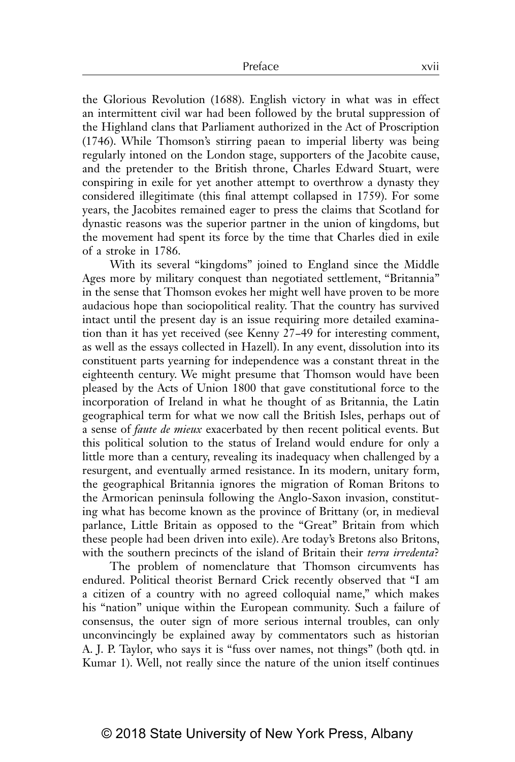the Glorious Revolution (1688). English victory in what was in effect an intermittent civil war had been followed by the brutal suppression of the Highland clans that Parliament authorized in the Act of Proscription (1746). While Thomson's stirring paean to imperial liberty was being regularly intoned on the London stage, supporters of the Jacobite cause, and the pretender to the British throne, Charles Edward Stuart, were conspiring in exile for yet another attempt to overthrow a dynasty they considered illegitimate (this final attempt collapsed in 1759). For some years, the Jacobites remained eager to press the claims that Scotland for dynastic reasons was the superior partner in the union of kingdoms, but the movement had spent its force by the time that Charles died in exile of a stroke in 1786.

With its several "kingdoms" joined to England since the Middle Ages more by military conquest than negotiated settlement, "Britannia" in the sense that Thomson evokes her might well have proven to be more audacious hope than sociopolitical reality. That the country has survived intact until the present day is an issue requiring more detailed examination than it has yet received (see Kenny 27–49 for interesting comment, as well as the essays collected in Hazell). In any event, dissolution into its constituent parts yearning for independence was a constant threat in the eighteenth century. We might presume that Thomson would have been pleased by the Acts of Union 1800 that gave constitutional force to the incorporation of Ireland in what he thought of as Britannia, the Latin geographical term for what we now call the British Isles, perhaps out of a sense of *faute de mieux* exacerbated by then recent political events. But this political solution to the status of Ireland would endure for only a little more than a century, revealing its inadequacy when challenged by a resurgent, and eventually armed resistance. In its modern, unitary form, the geographical Britannia ignores the migration of Roman Britons to the Armorican peninsula following the Anglo-Saxon invasion, constituting what has become known as the province of Brittany (or, in medieval parlance, Little Britain as opposed to the "Great" Britain from which these people had been driven into exile). Are today's Bretons also Britons, with the southern precincts of the island of Britain their *terra irredenta*?

The problem of nomenclature that Thomson circumvents has endured. Political theorist Bernard Crick recently observed that "I am a citizen of a country with no agreed colloquial name," which makes his "nation" unique within the European community. Such a failure of consensus, the outer sign of more serious internal troubles, can only unconvincingly be explained away by commentators such as historian A. J. P. Taylor, who says it is "fuss over names, not things" (both qtd. in Kumar 1). Well, not really since the nature of the union itself continues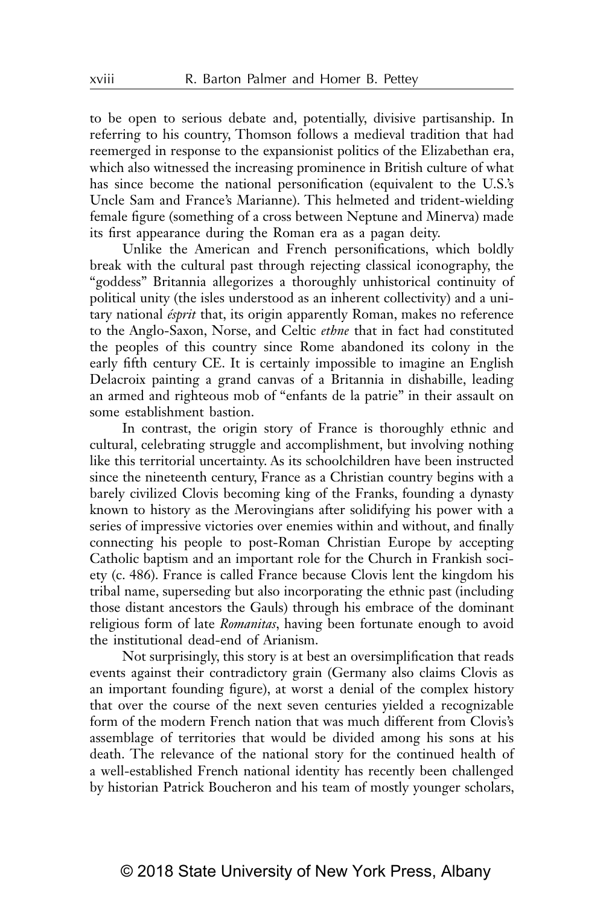to be open to serious debate and, potentially, divisive partisanship. In referring to his country, Thomson follows a medieval tradition that had reemerged in response to the expansionist politics of the Elizabethan era, which also witnessed the increasing prominence in British culture of what has since become the national personification (equivalent to the U.S.'s Uncle Sam and France's Marianne). This helmeted and trident-wielding female figure (something of a cross between Neptune and Minerva) made its first appearance during the Roman era as a pagan deity.

Unlike the American and French personifications, which boldly break with the cultural past through rejecting classical iconography, the "goddess" Britannia allegorizes a thoroughly unhistorical continuity of political unity (the isles understood as an inherent collectivity) and a unitary national *ésprit* that, its origin apparently Roman, makes no reference to the Anglo-Saxon, Norse, and Celtic *ethne* that in fact had constituted the peoples of this country since Rome abandoned its colony in the early fifth century CE. It is certainly impossible to imagine an English Delacroix painting a grand canvas of a Britannia in dishabille, leading an armed and righteous mob of "enfants de la patrie" in their assault on some establishment bastion.

In contrast, the origin story of France is thoroughly ethnic and cultural, celebrating struggle and accomplishment, but involving nothing like this territorial uncertainty. As its schoolchildren have been instructed since the nineteenth century, France as a Christian country begins with a barely civilized Clovis becoming king of the Franks, founding a dynasty known to history as the Merovingians after solidifying his power with a series of impressive victories over enemies within and without, and finally connecting his people to post-Roman Christian Europe by accepting Catholic baptism and an important role for the Church in Frankish society (c. 486). France is called France because Clovis lent the kingdom his tribal name, superseding but also incorporating the ethnic past (including those distant ancestors the Gauls) through his embrace of the dominant religious form of late *Romanitas*, having been fortunate enough to avoid the institutional dead-end of Arianism.

Not surprisingly, this story is at best an oversimplification that reads events against their contradictory grain (Germany also claims Clovis as an important founding figure), at worst a denial of the complex history that over the course of the next seven centuries yielded a recognizable form of the modern French nation that was much different from Clovis's assemblage of territories that would be divided among his sons at his death. The relevance of the national story for the continued health of a well-established French national identity has recently been challenged by historian Patrick Boucheron and his team of mostly younger scholars,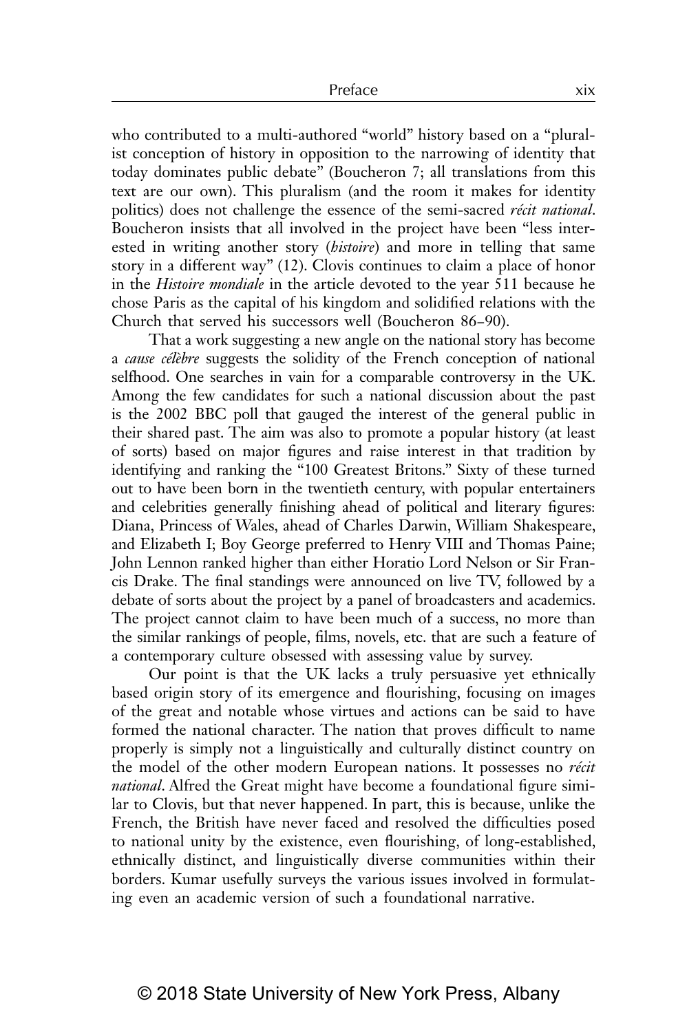who contributed to a multi-authored "world" history based on a "pluralist conception of history in opposition to the narrowing of identity that today dominates public debate" (Boucheron 7; all translations from this text are our own). This pluralism (and the room it makes for identity politics) does not challenge the essence of the semi-sacred *récit national*. Boucheron insists that all involved in the project have been "less interested in writing another story (*histoire*) and more in telling that same story in a different way" (12). Clovis continues to claim a place of honor in the *Histoire mondiale* in the article devoted to the year 511 because he chose Paris as the capital of his kingdom and solidified relations with the Church that served his successors well (Boucheron 86–90).

That a work suggesting a new angle on the national story has become a *cause célèbre* suggests the solidity of the French conception of national selfhood. One searches in vain for a comparable controversy in the UK. Among the few candidates for such a national discussion about the past is the 2002 BBC poll that gauged the interest of the general public in their shared past. The aim was also to promote a popular history (at least of sorts) based on major figures and raise interest in that tradition by identifying and ranking the "100 Greatest Britons." Sixty of these turned out to have been born in the twentieth century, with popular entertainers and celebrities generally finishing ahead of political and literary figures: Diana, Princess of Wales, ahead of Charles Darwin, William Shakespeare, and Elizabeth I; Boy George preferred to Henry VIII and Thomas Paine; John Lennon ranked higher than either Horatio Lord Nelson or Sir Francis Drake. The final standings were announced on live TV, followed by a debate of sorts about the project by a panel of broadcasters and academics. The project cannot claim to have been much of a success, no more than the similar rankings of people, films, novels, etc. that are such a feature of a contemporary culture obsessed with assessing value by survey.

Our point is that the UK lacks a truly persuasive yet ethnically based origin story of its emergence and flourishing, focusing on images of the great and notable whose virtues and actions can be said to have formed the national character. The nation that proves difficult to name properly is simply not a linguistically and culturally distinct country on the model of the other modern European nations. It possesses no *récit national*. Alfred the Great might have become a foundational figure similar to Clovis, but that never happened. In part, this is because, unlike the French, the British have never faced and resolved the difficulties posed to national unity by the existence, even flourishing, of long-established, ethnically distinct, and linguistically diverse communities within their borders. Kumar usefully surveys the various issues involved in formulating even an academic version of such a foundational narrative.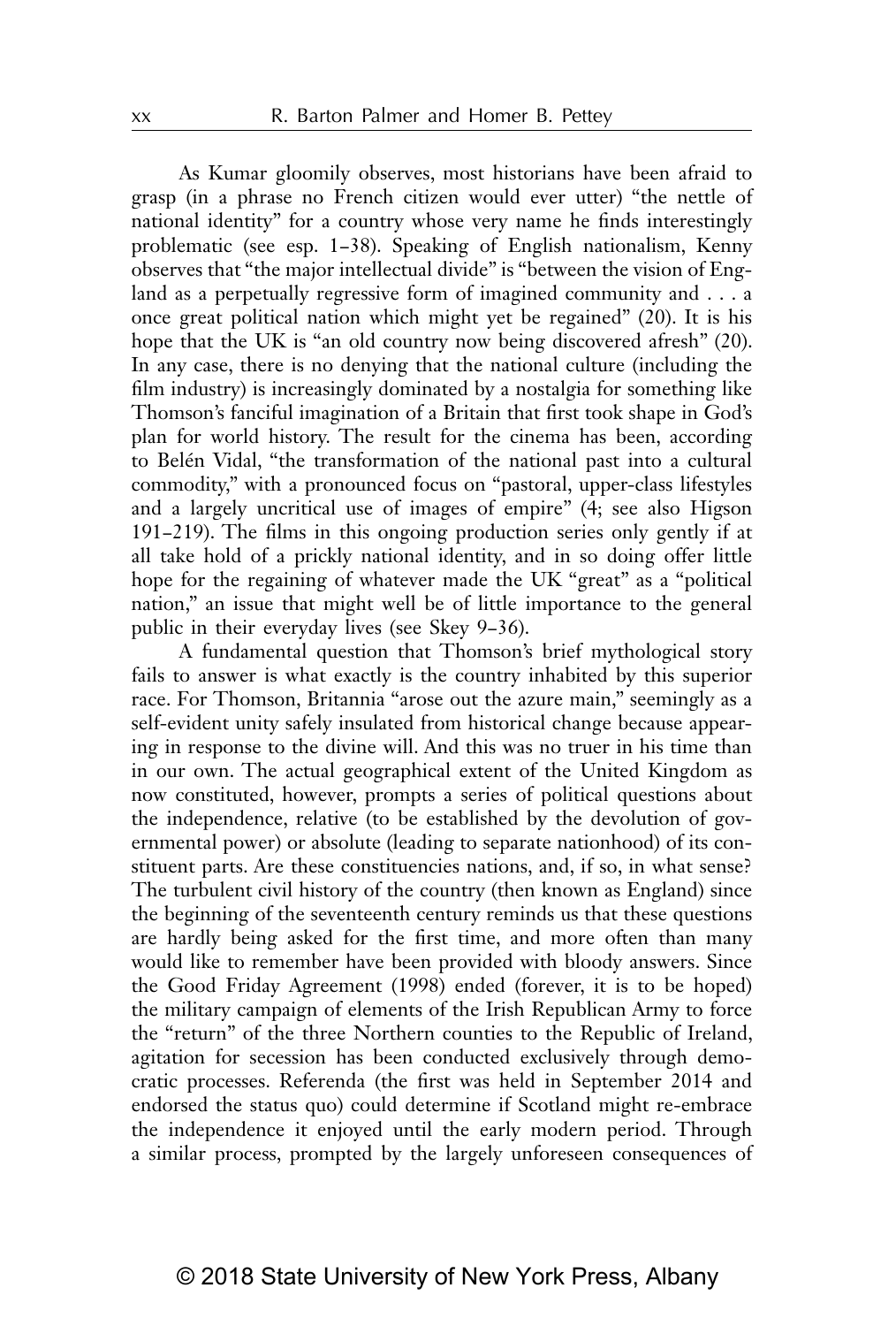As Kumar gloomily observes, most historians have been afraid to grasp (in a phrase no French citizen would ever utter) "the nettle of national identity" for a country whose very name he finds interestingly problematic (see esp. 1–38). Speaking of English nationalism, Kenny observes that "the major intellectual divide" is "between the vision of England as a perpetually regressive form of imagined community and . . . a once great political nation which might yet be regained" (20). It is his hope that the UK is "an old country now being discovered afresh" (20). In any case, there is no denying that the national culture (including the film industry) is increasingly dominated by a nostalgia for something like Thomson's fanciful imagination of a Britain that first took shape in God's plan for world history. The result for the cinema has been, according to Belén Vidal, "the transformation of the national past into a cultural commodity," with a pronounced focus on "pastoral, upper-class lifestyles and a largely uncritical use of images of empire" (4; see also Higson 191–219). The films in this ongoing production series only gently if at all take hold of a prickly national identity, and in so doing offer little hope for the regaining of whatever made the UK "great" as a "political nation," an issue that might well be of little importance to the general public in their everyday lives (see Skey 9–36).

A fundamental question that Thomson's brief mythological story fails to answer is what exactly is the country inhabited by this superior race. For Thomson, Britannia "arose out the azure main," seemingly as a self-evident unity safely insulated from historical change because appearing in response to the divine will. And this was no truer in his time than in our own. The actual geographical extent of the United Kingdom as now constituted, however, prompts a series of political questions about the independence, relative (to be established by the devolution of governmental power) or absolute (leading to separate nationhood) of its constituent parts. Are these constituencies nations, and, if so, in what sense? The turbulent civil history of the country (then known as England) since the beginning of the seventeenth century reminds us that these questions are hardly being asked for the first time, and more often than many would like to remember have been provided with bloody answers. Since the Good Friday Agreement (1998) ended (forever, it is to be hoped) the military campaign of elements of the Irish Republican Army to force the "return" of the three Northern counties to the Republic of Ireland, agitation for secession has been conducted exclusively through democratic processes. Referenda (the first was held in September 2014 and endorsed the status quo) could determine if Scotland might re-embrace the independence it enjoyed until the early modern period. Through a similar process, prompted by the largely unforeseen consequences of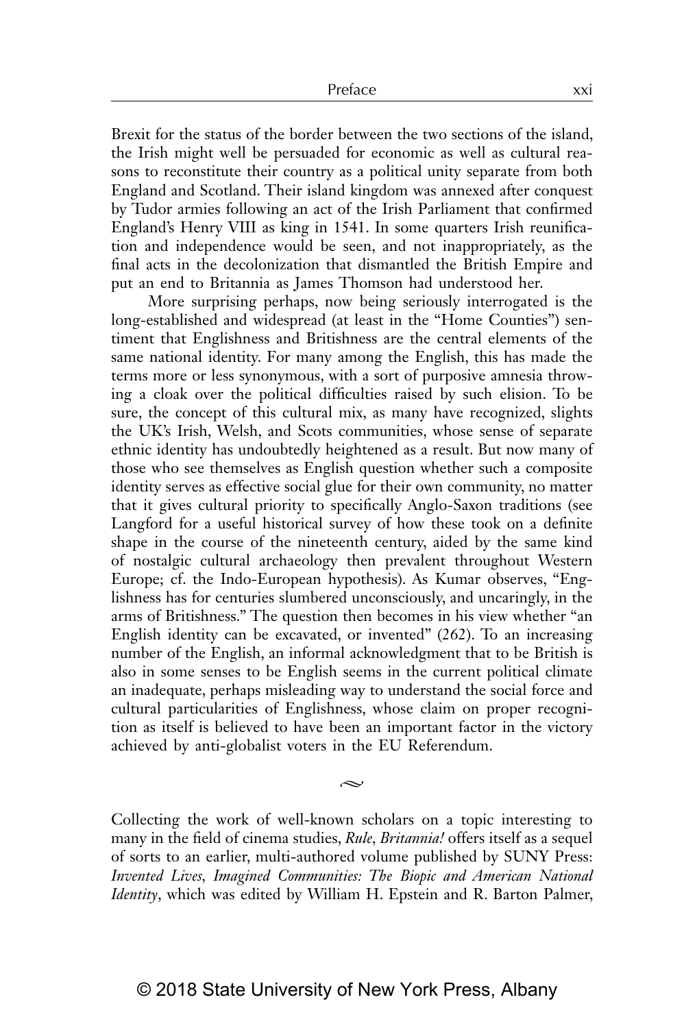Brexit for the status of the border between the two sections of the island, the Irish might well be persuaded for economic as well as cultural reasons to reconstitute their country as a political unity separate from both England and Scotland. Their island kingdom was annexed after conquest by Tudor armies following an act of the Irish Parliament that confirmed England's Henry VIII as king in 1541. In some quarters Irish reunification and independence would be seen, and not inappropriately, as the final acts in the decolonization that dismantled the British Empire and put an end to Britannia as James Thomson had understood her.

More surprising perhaps, now being seriously interrogated is the long-established and widespread (at least in the "Home Counties") sentiment that Englishness and Britishness are the central elements of the same national identity. For many among the English, this has made the terms more or less synonymous, with a sort of purposive amnesia throwing a cloak over the political difficulties raised by such elision. To be sure, the concept of this cultural mix, as many have recognized, slights the UK's Irish, Welsh, and Scots communities, whose sense of separate ethnic identity has undoubtedly heightened as a result. But now many of those who see themselves as English question whether such a composite identity serves as effective social glue for their own community, no matter that it gives cultural priority to specifically Anglo-Saxon traditions (see Langford for a useful historical survey of how these took on a definite shape in the course of the nineteenth century, aided by the same kind of nostalgic cultural archaeology then prevalent throughout Western Europe; cf. the Indo-European hypothesis). As Kumar observes, "Englishness has for centuries slumbered unconsciously, and uncaringly, in the arms of Britishness." The question then becomes in his view whether "an English identity can be excavated, or invented" (262). To an increasing number of the English, an informal acknowledgment that to be British is also in some senses to be English seems in the current political climate an inadequate, perhaps misleading way to understand the social force and cultural particularities of Englishness, whose claim on proper recognition as itself is believed to have been an important factor in the victory achieved by anti-globalist voters in the EU Referendum.

~

Collecting the work of well-known scholars on a topic interesting to many in the field of cinema studies, *Rule, Britannia!* offers itself as a sequel of sorts to an earlier, multi-authored volume published by SUNY Press: *Invented Lives, Imagined Communities: The Biopic and American National Identity*, which was edited by William H. Epstein and R. Barton Palmer,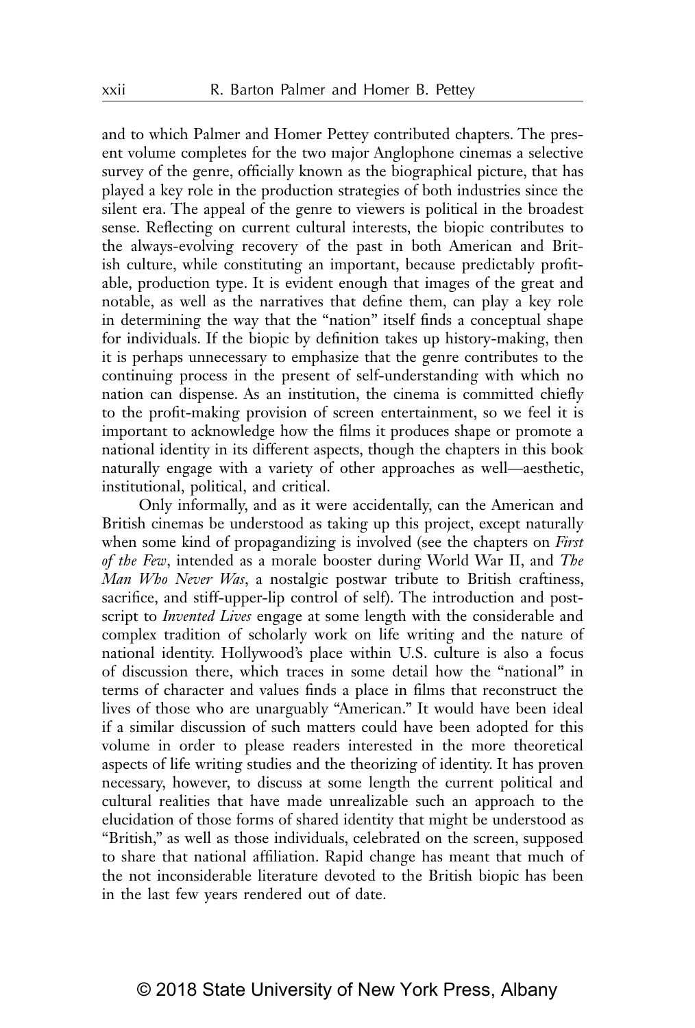and to which Palmer and Homer Pettey contributed chapters. The present volume completes for the two major Anglophone cinemas a selective survey of the genre, officially known as the biographical picture, that has played a key role in the production strategies of both industries since the silent era. The appeal of the genre to viewers is political in the broadest sense. Reflecting on current cultural interests, the biopic contributes to the always-evolving recovery of the past in both American and British culture, while constituting an important, because predictably profitable, production type. It is evident enough that images of the great and notable, as well as the narratives that define them, can play a key role in determining the way that the "nation" itself finds a conceptual shape for individuals. If the biopic by definition takes up history-making, then it is perhaps unnecessary to emphasize that the genre contributes to the continuing process in the present of self-understanding with which no nation can dispense. As an institution, the cinema is committed chiefly to the profit-making provision of screen entertainment, so we feel it is important to acknowledge how the films it produces shape or promote a national identity in its different aspects, though the chapters in this book naturally engage with a variety of other approaches as well—aesthetic, institutional, political, and critical.

Only informally, and as it were accidentally, can the American and British cinemas be understood as taking up this project, except naturally when some kind of propagandizing is involved (see the chapters on *First of the Few*, intended as a morale booster during World War II, and *The Man Who Never Was*, a nostalgic postwar tribute to British craftiness, sacrifice, and stiff-upper-lip control of self). The introduction and postscript to *Invented Lives* engage at some length with the considerable and complex tradition of scholarly work on life writing and the nature of national identity. Hollywood's place within U.S. culture is also a focus of discussion there, which traces in some detail how the "national" in terms of character and values finds a place in films that reconstruct the lives of those who are unarguably "American." It would have been ideal if a similar discussion of such matters could have been adopted for this volume in order to please readers interested in the more theoretical aspects of life writing studies and the theorizing of identity. It has proven necessary, however, to discuss at some length the current political and cultural realities that have made unrealizable such an approach to the elucidation of those forms of shared identity that might be understood as "British," as well as those individuals, celebrated on the screen, supposed to share that national affiliation. Rapid change has meant that much of the not inconsiderable literature devoted to the British biopic has been in the last few years rendered out of date.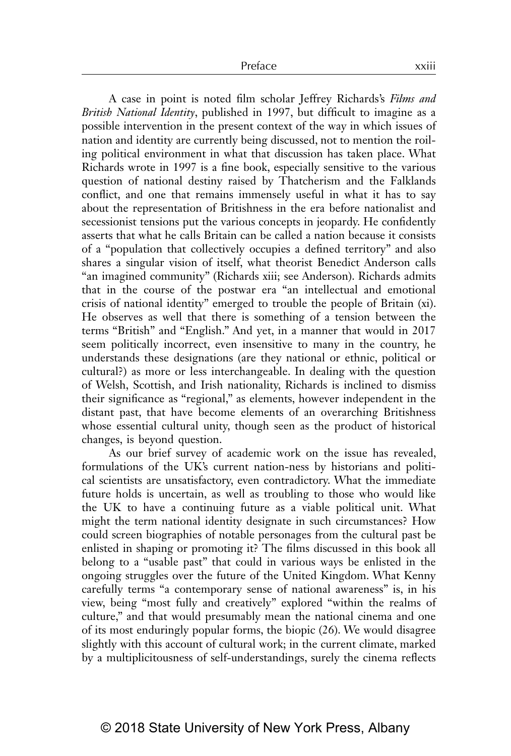A case in point is noted film scholar Jeffrey Richards's *Films and British National Identity*, published in 1997, but difficult to imagine as a possible intervention in the present context of the way in which issues of nation and identity are currently being discussed, not to mention the roiling political environment in what that discussion has taken place. What Richards wrote in 1997 is a fine book, especially sensitive to the various question of national destiny raised by Thatcherism and the Falklands conflict, and one that remains immensely useful in what it has to say about the representation of Britishness in the era before nationalist and secessionist tensions put the various concepts in jeopardy. He confidently asserts that what he calls Britain can be called a nation because it consists of a "population that collectively occupies a defined territory" and also shares a singular vision of itself, what theorist Benedict Anderson calls "an imagined community" (Richards xiii; see Anderson). Richards admits that in the course of the postwar era "an intellectual and emotional crisis of national identity" emerged to trouble the people of Britain (xi). He observes as well that there is something of a tension between the terms "British" and "English." And yet, in a manner that would in 2017 seem politically incorrect, even insensitive to many in the country, he understands these designations (are they national or ethnic, political or cultural?) as more or less interchangeable. In dealing with the question of Welsh, Scottish, and Irish nationality, Richards is inclined to dismiss their significance as "regional," as elements, however independent in the distant past, that have become elements of an overarching Britishness whose essential cultural unity, though seen as the product of historical changes, is beyond question.

As our brief survey of academic work on the issue has revealed, formulations of the UK's current nation-ness by historians and political scientists are unsatisfactory, even contradictory. What the immediate future holds is uncertain, as well as troubling to those who would like the UK to have a continuing future as a viable political unit. What might the term national identity designate in such circumstances? How could screen biographies of notable personages from the cultural past be enlisted in shaping or promoting it? The films discussed in this book all belong to a "usable past" that could in various ways be enlisted in the ongoing struggles over the future of the United Kingdom. What Kenny carefully terms "a contemporary sense of national awareness" is, in his view, being "most fully and creatively" explored "within the realms of culture," and that would presumably mean the national cinema and one of its most enduringly popular forms, the biopic (26). We would disagree slightly with this account of cultural work; in the current climate, marked by a multiplicitousness of self-understandings, surely the cinema reflects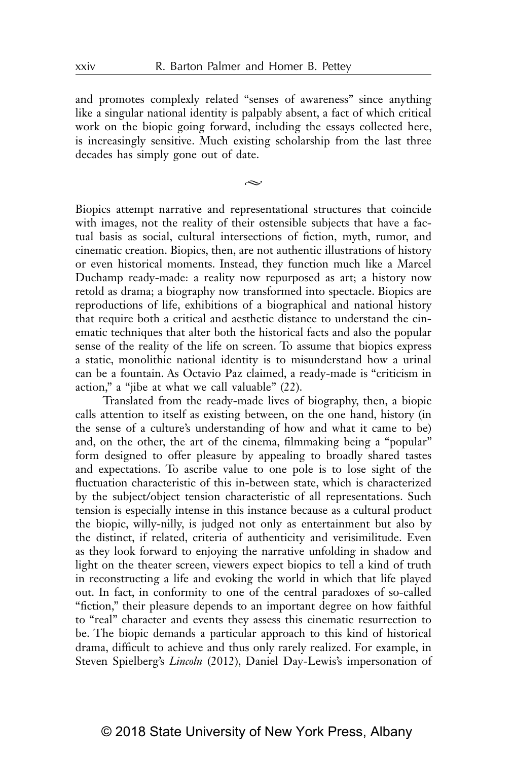and promotes complexly related "senses of awareness" since anything like a singular national identity is palpably absent, a fact of which critical work on the biopic going forward, including the essays collected here, is increasingly sensitive. Much existing scholarship from the last three decades has simply gone out of date.

~

Biopics attempt narrative and representational structures that coincide with images, not the reality of their ostensible subjects that have a factual basis as social, cultural intersections of fiction, myth, rumor, and cinematic creation. Biopics, then, are not authentic illustrations of history or even historical moments. Instead, they function much like a Marcel Duchamp ready-made: a reality now repurposed as art; a history now retold as drama; a biography now transformed into spectacle. Biopics are reproductions of life, exhibitions of a biographical and national history that require both a critical and aesthetic distance to understand the cinematic techniques that alter both the historical facts and also the popular sense of the reality of the life on screen. To assume that biopics express a static, monolithic national identity is to misunderstand how a urinal can be a fountain. As Octavio Paz claimed, a ready-made is "criticism in action," a "jibe at what we call valuable" (22).

Translated from the ready-made lives of biography, then, a biopic calls attention to itself as existing between, on the one hand, history (in the sense of a culture's understanding of how and what it came to be) and, on the other, the art of the cinema, filmmaking being a "popular" form designed to offer pleasure by appealing to broadly shared tastes and expectations. To ascribe value to one pole is to lose sight of the fluctuation characteristic of this in-between state, which is characterized by the subject/object tension characteristic of all representations. Such tension is especially intense in this instance because as a cultural product the biopic, willy-nilly, is judged not only as entertainment but also by the distinct, if related, criteria of authenticity and verisimilitude. Even as they look forward to enjoying the narrative unfolding in shadow and light on the theater screen, viewers expect biopics to tell a kind of truth in reconstructing a life and evoking the world in which that life played out. In fact, in conformity to one of the central paradoxes of so-called "fiction," their pleasure depends to an important degree on how faithful to "real" character and events they assess this cinematic resurrection to be. The biopic demands a particular approach to this kind of historical drama, difficult to achieve and thus only rarely realized. For example, in Steven Spielberg's *Lincoln* (2012), Daniel Day-Lewis's impersonation of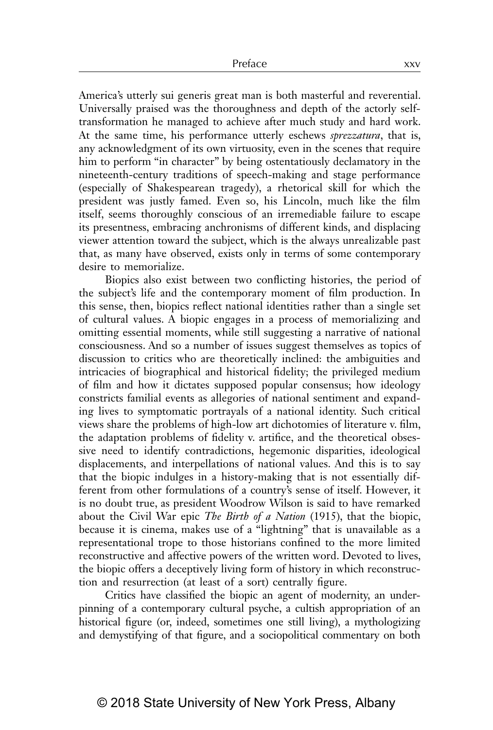America's utterly sui generis great man is both masterful and reverential. Universally praised was the thoroughness and depth of the actorly self-transformation he managed to achieve after much study and hard work. At the same time, his performance utterly eschews *sprezzatura*, that is, any acknowledgment of its own virtuosity, even in the scenes that require him to perform "in character" by being ostentatiously declamatory in the nineteenth-century traditions of speech-making and stage performance (especially of Shakespearean tragedy), a rhetorical skill for which the president was justly famed. Even so, his Lincoln, much like the film itself, seems thoroughly conscious of an irremediable failure to escape its presentness, embracing anchronisms of different kinds, and displacing viewer attention toward the subject, which is the always unrealizable past that, as many have observed, exists only in terms of some contemporary desire to memorialize.

Biopics also exist between two conflicting histories, the period of the subject's life and the contemporary moment of film production. In this sense, then, biopics reflect national identities rather than a single set of cultural values. A biopic engages in a process of memorializing and omitting essential moments, while still suggesting a narrative of national consciousness. And so a number of issues suggest themselves as topics of discussion to critics who are theoretically inclined: the ambiguities and intricacies of biographical and historical fidelity; the privileged medium of film and how it dictates supposed popular consensus; how ideology constricts familial events as allegories of national sentiment and expanding lives to symptomatic portrayals of a national identity. Such critical views share the problems of high-low art dichotomies of literature v. film, the adaptation problems of fidelity v. artifice, and the theoretical obsessive need to identify contradictions, hegemonic disparities, ideological displacements, and interpellations of national values. And this is to say that the biopic indulges in a history-making that is not essentially different from other formulations of a country's sense of itself. However, it is no doubt true, as president Woodrow Wilson is said to have remarked about the Civil War epic *The Birth of a Nation* (1915), that the biopic, because it is cinema, makes use of a "lightning" that is unavailable as a representational trope to those historians confined to the more limited reconstructive and affective powers of the written word. Devoted to lives, the biopic offers a deceptively living form of history in which reconstruction and resurrection (at least of a sort) centrally figure.

Critics have classified the biopic an agent of modernity, an underpinning of a contemporary cultural psyche, a cultish appropriation of an historical figure (or, indeed, sometimes one still living), a mythologizing and demystifying of that figure, and a sociopolitical commentary on both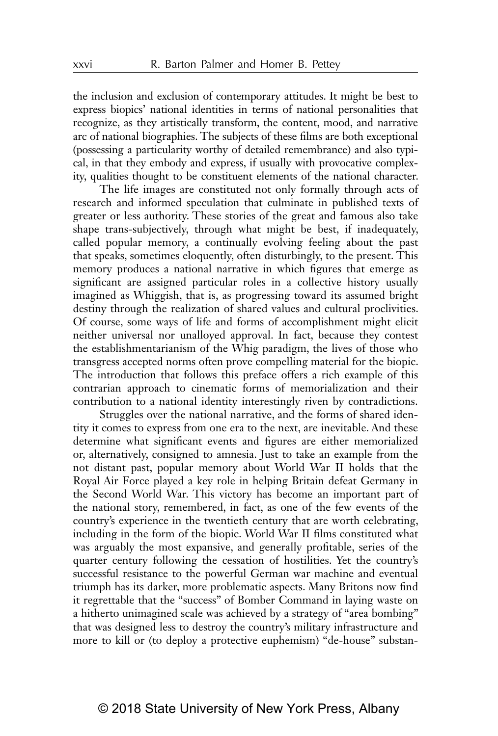the inclusion and exclusion of contemporary attitudes. It might be best to express biopics' national identities in terms of national personalities that recognize, as they artistically transform, the content, mood, and narrative arc of national biographies. The subjects of these films are both exceptional (possessing a particularity worthy of detailed remembrance) and also typical, in that they embody and express, if usually with provocative complexity, qualities thought to be constituent elements of the national character.

The life images are constituted not only formally through acts of research and informed speculation that culminate in published texts of greater or less authority. These stories of the great and famous also take shape trans-subjectively, through what might be best, if inadequately, called popular memory, a continually evolving feeling about the past that speaks, sometimes eloquently, often disturbingly, to the present. This memory produces a national narrative in which figures that emerge as significant are assigned particular roles in a collective history usually imagined as Whiggish, that is, as progressing toward its assumed bright destiny through the realization of shared values and cultural proclivities. Of course, some ways of life and forms of accomplishment might elicit neither universal nor unalloyed approval. In fact, because they contest the establishmentarianism of the Whig paradigm, the lives of those who transgress accepted norms often prove compelling material for the biopic. The introduction that follows this preface offers a rich example of this contrarian approach to cinematic forms of memorialization and their contribution to a national identity interestingly riven by contradictions.

Struggles over the national narrative, and the forms of shared identity it comes to express from one era to the next, are inevitable. And these determine what significant events and figures are either memorialized or, alternatively, consigned to amnesia. Just to take an example from the not distant past, popular memory about World War II holds that the Royal Air Force played a key role in helping Britain defeat Germany in the Second World War. This victory has become an important part of the national story, remembered, in fact, as one of the few events of the country's experience in the twentieth century that are worth celebrating, including in the form of the biopic. World War II films constituted what was arguably the most expansive, and generally profitable, series of the quarter century following the cessation of hostilities. Yet the country's successful resistance to the powerful German war machine and eventual triumph has its darker, more problematic aspects. Many Britons now find it regrettable that the "success" of Bomber Command in laying waste on a hitherto unimagined scale was achieved by a strategy of "area bombing" that was designed less to destroy the country's military infrastructure and more to kill or (to deploy a protective euphemism) "de-house" substan-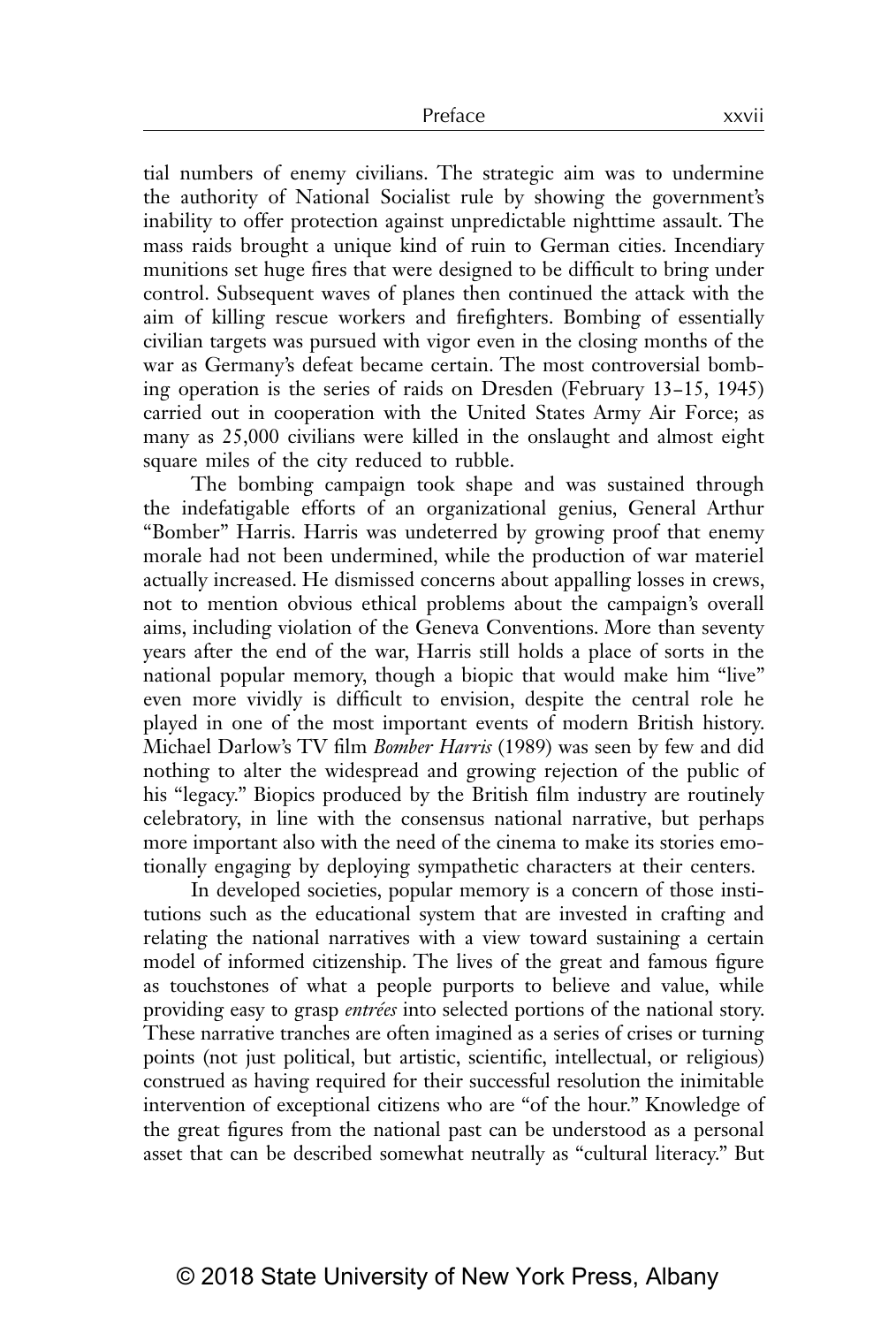tial numbers of enemy civilians. The strategic aim was to undermine the authority of National Socialist rule by showing the government's inability to offer protection against unpredictable nighttime assault. The mass raids brought a unique kind of ruin to German cities. Incendiary munitions set huge fires that were designed to be difficult to bring under control. Subsequent waves of planes then continued the attack with the aim of killing rescue workers and firefighters. Bombing of essentially civilian targets was pursued with vigor even in the closing months of the war as Germany's defeat became certain. The most controversial bombing operation is the series of raids on Dresden (February 13–15, 1945) carried out in cooperation with the United States Army Air Force; as many as 25,000 civilians were killed in the onslaught and almost eight square miles of the city reduced to rubble.

The bombing campaign took shape and was sustained through the indefatigable efforts of an organizational genius, General Arthur "Bomber" Harris. Harris was undeterred by growing proof that enemy morale had not been undermined, while the production of war materiel actually increased. He dismissed concerns about appalling losses in crews, not to mention obvious ethical problems about the campaign's overall aims, including violation of the Geneva Conventions. More than seventy years after the end of the war, Harris still holds a place of sorts in the national popular memory, though a biopic that would make him "live" even more vividly is difficult to envision, despite the central role he played in one of the most important events of modern British history. Michael Darlow's TV film *Bomber Harris* (1989) was seen by few and did nothing to alter the widespread and growing rejection of the public of his "legacy." Biopics produced by the British film industry are routinely celebratory, in line with the consensus national narrative, but perhaps more important also with the need of the cinema to make its stories emotionally engaging by deploying sympathetic characters at their centers.

In developed societies, popular memory is a concern of those institutions such as the educational system that are invested in crafting and relating the national narratives with a view toward sustaining a certain model of informed citizenship. The lives of the great and famous figure as touchstones of what a people purports to believe and value, while providing easy to grasp *entrées* into selected portions of the national story. These narrative tranches are often imagined as a series of crises or turning points (not just political, but artistic, scientific, intellectual, or religious) construed as having required for their successful resolution the inimitable intervention of exceptional citizens who are "of the hour." Knowledge of the great figures from the national past can be understood as a personal asset that can be described somewhat neutrally as "cultural literacy." But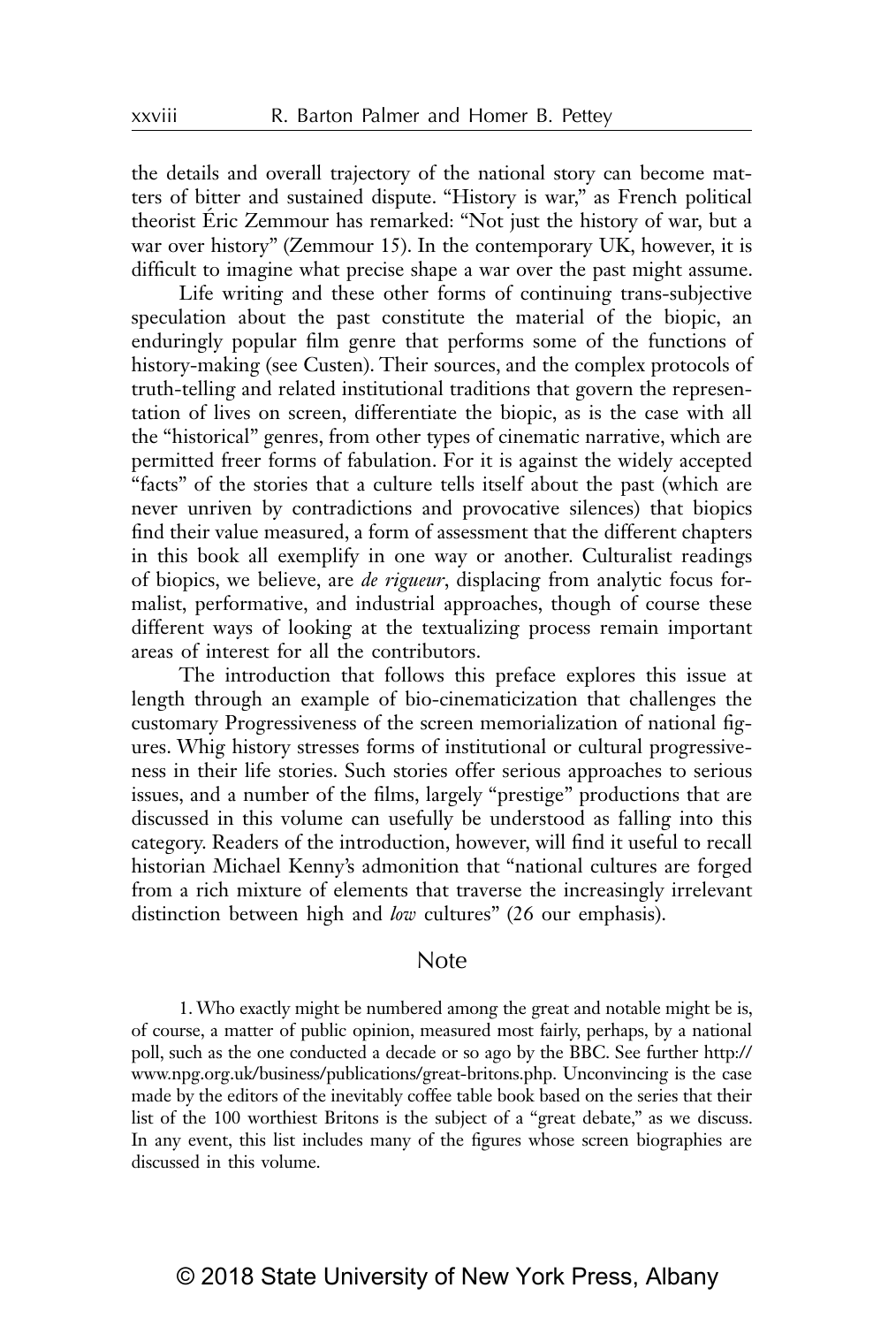the details and overall trajectory of the national story can become matters of bitter and sustained dispute. "History is war," as French political theorist Éric Zemmour has remarked: "Not just the history of war, but a war over history" (Zemmour 15). In the contemporary UK, however, it is difficult to imagine what precise shape a war over the past might assume.

Life writing and these other forms of continuing trans-subjective speculation about the past constitute the material of the biopic, an enduringly popular film genre that performs some of the functions of history-making (see Custen). Their sources, and the complex protocols of truth-telling and related institutional traditions that govern the representation of lives on screen, differentiate the biopic, as is the case with all the "historical" genres, from other types of cinematic narrative, which are permitted freer forms of fabulation. For it is against the widely accepted "facts" of the stories that a culture tells itself about the past (which are never unriven by contradictions and provocative silences) that biopics find their value measured, a form of assessment that the different chapters in this book all exemplify in one way or another. Culturalist readings of biopics, we believe, are *de rigueur*, displacing from analytic focus formalist, performative, and industrial approaches, though of course these different ways of looking at the textualizing process remain important areas of interest for all the contributors.

The introduction that follows this preface explores this issue at length through an example of bio-cinematicization that challenges the customary Progressiveness of the screen memorialization of national figures. Whig history stresses forms of institutional or cultural progressiveness in their life stories. Such stories offer serious approaches to serious issues, and a number of the films, largely "prestige" productions that are discussed in this volume can usefully be understood as falling into this category. Readers of the introduction, however, will find it useful to recall historian Michael Kenny's admonition that "national cultures are forged from a rich mixture of elements that traverse the increasingly irrelevant distinction between high and *low* cultures" (26 our emphasis).

## Note

1. Who exactly might be numbered among the great and notable might be is, of course, a matter of public opinion, measured most fairly, perhaps, by a national poll, such as the one conducted a decade or so ago by the BBC. See further http://www.npg.org.uk/business/publications/great-britons.php. Unconvincing is the case made by the editors of the inevitably coffee table book based on the series that their list of the 100 worthiest Britons is the subject of a "great debate," as we discuss. In any event, this list includes many of the figures whose screen biographies are discussed in this volume.

© 2018 State University of New York Press, Albany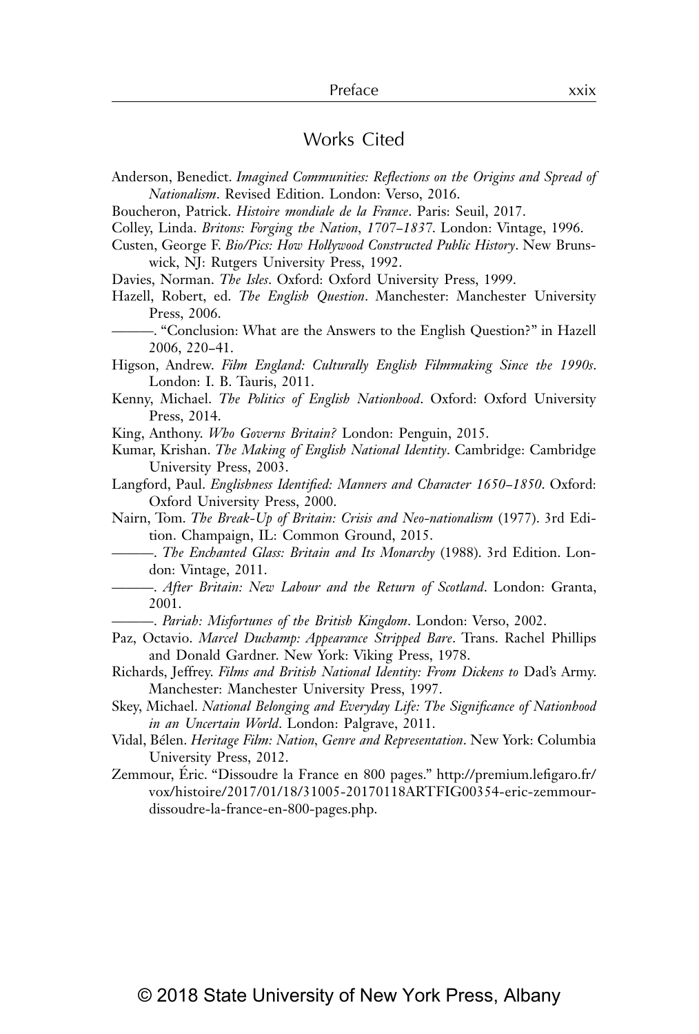## Works Cited

Anderson, Benedict. *Imagined Communities: Reflections on the Origins and Spread of Nationalism*. Revised Edition. London: Verso, 2016.

Boucheron, Patrick. *Histoire mondiale de la France*. Paris: Seuil, 2017.

Colley, Linda. *Britons: Forging the Nation, 1707–1837*. London: Vintage, 1996.

Custen, George F. *Bio/Pics: How Hollywood Constructed Public History*. New Brunswick, NJ: Rutgers University Press, 1992.

Davies, Norman. *The Isles*. Oxford: Oxford University Press, 1999.

Hazell, Robert, ed. *The English Question*. Manchester: Manchester University Press, 2006.

———. "Conclusion: What are the Answers to the English Question?" in Hazell 2006, 220–41.

Higson, Andrew. *Film England: Culturally English Filmmaking Since the 1990s*. London: I. B. Tauris, 2011.

Kenny, Michael. *The Politics of English Nationhood*. Oxford: Oxford University Press, 2014.

King, Anthony. *Who Governs Britain?* London: Penguin, 2015.

Kumar, Krishan. *The Making of English National Identity*. Cambridge: Cambridge University Press, 2003.

Langford, Paul. *Englishness Identified: Manners and Character 1650–1850*. Oxford: Oxford University Press, 2000.

Nairn, Tom. *The Break-Up of Britain: Crisis and Neo-nationalism* (1977). 3rd Edition. Champaign, IL: Common Ground, 2015.

———. *The Enchanted Glass: Britain and Its Monarchy* (1988). 3rd Edition. London: Vintage, 2011.

———. *After Britain: New Labour and the Return of Scotland*. London: Granta, 2001.

———. *Pariah: Misfortunes of the British Kingdom*. London: Verso, 2002.

Paz, Octavio. *Marcel Duchamp: Appearance Stripped Bare*. Trans. Rachel Phillips and Donald Gardner. New York: Viking Press, 1978.

Richards, Jeffrey. *Films and British National Identity: From Dickens to* Dad's Army. Manchester: Manchester University Press, 1997.

Skey, Michael. *National Belonging and Everyday Life: The Significance of Nationhood in an Uncertain World*. London: Palgrave, 2011.

Vidal, Bélen. *Heritage Film: Nation, Genre and Representation*. New York: Columbia University Press, 2012.

Zemmour, Éric. "Dissoudre la France en 800 pages." http://premium.lefigaro.fr/vox/histoire/2017/01/18/31005-20170118ARTFIG00354-eric-zemmour-dissoudre-la-france-en-800-pages.php.

© 2018 State University of New York Press, Albany